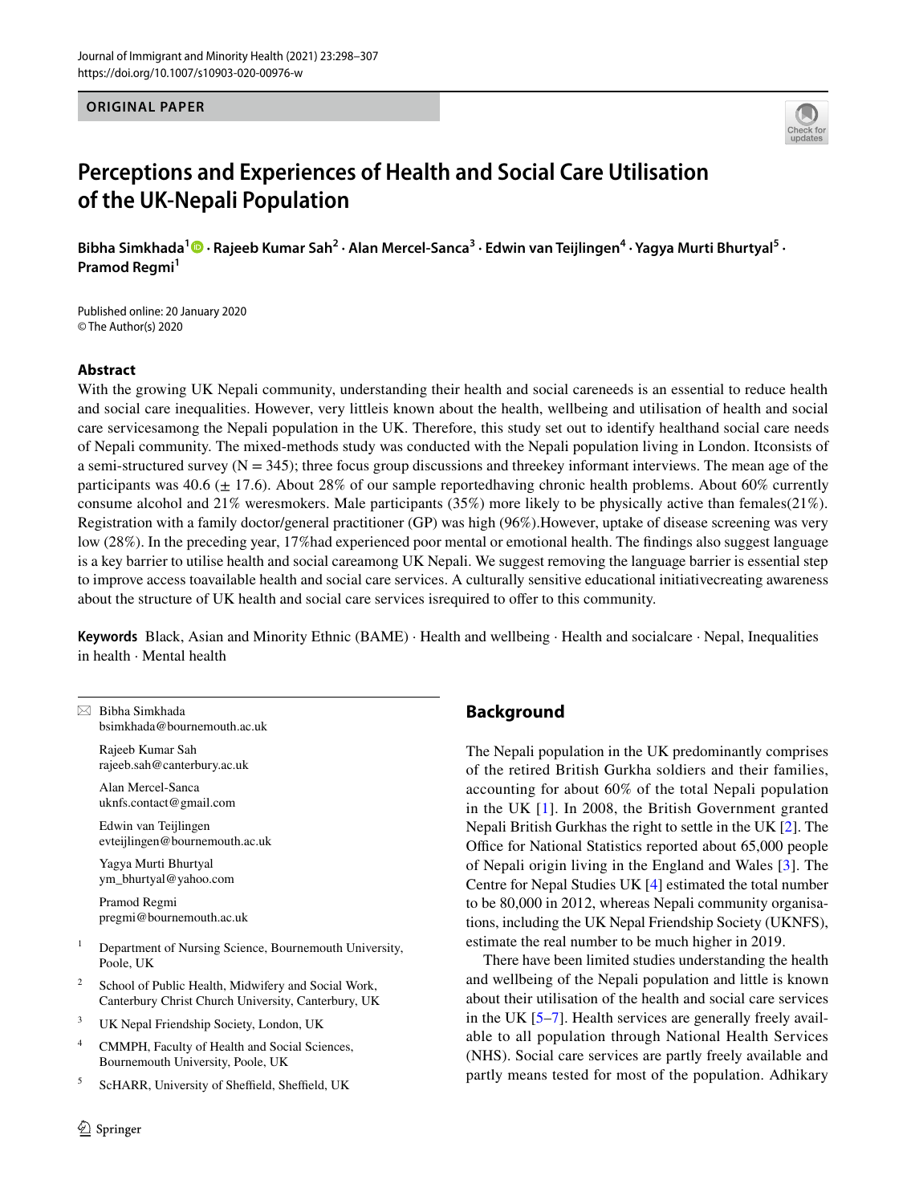ORIGINAL PAPER

# Perceptions and Experiences of Health and Social Care Utilisation of the UK-Nepali Population

**Bibha Simkhada[1] · Rajeeb Kumar Sah[2] · Alan Mercel-Sanca[3] · Edwin van Teijlingen[4] · Yagya Murti Bhurtyal[5] · Pramod Regmi[1]**

Published online: 20 January 2020
© The Author(s) 2020

## Abstract

With the growing UK Nepali community, understanding their health and social careneeds is an essential to reduce health and social care inequalities. However, very littleis known about the health, wellbeing and utilisation of health and social care servicesamong the Nepali population in the UK. Therefore, this study set out to identify healthand social care needs of Nepali community. The mixed-methods study was conducted with the Nepali population living in London. Itconsists of a semi-structured survey (N = 345); three focus group discussions and threekey informant interviews. The mean age of the participants was 40.6 (± 17.6). About 28% of our sample reportedhaving chronic health problems. About 60% currently consume alcohol and 21% weresmokers. Male participants (35%) more likely to be physically active than females(21%). Registration with a family doctor/general practitioner (GP) was high (96%).However, uptake of disease screening was very low (28%). In the preceding year, 17%had experienced poor mental or emotional health. The findings also suggest language is a key barrier to utilise health and social careamong UK Nepali. We suggest removing the language barrier is essential step to improve access toavailable health and social care services. A culturally sensitive educational initiativecreating awareness about the structure of UK health and social care services isrequired to offer to this community.

**Keywords** Black, Asian and Minority Ethnic (BAME) · Health and wellbeing · Health and socialcare · Nepal, Inequalities in health · Mental health

---

✉ Bibha Simkhada
bsimkhada@bournemouth.ac.uk

Rajeeb Kumar Sah
rajeeb.sah@canterbury.ac.uk

Alan Mercel-Sanca
uknfs.contact@gmail.com

Edwin van Teijlingen
evteijlingen@bournemouth.ac.uk

Yagya Murti Bhurtyal
ym_bhurtyal@yahoo.com

Pramod Regmi
pregmi@bournemouth.ac.uk

[1] Department of Nursing Science, Bournemouth University, Poole, UK

[2] School of Public Health, Midwifery and Social Work, Canterbury Christ Church University, Canterbury, UK

[3] UK Nepal Friendship Society, London, UK

[4] CMMPH, Faculty of Health and Social Sciences, Bournemouth University, Poole, UK

[5] ScHARR, University of Sheffield, Sheffield, UK

## Background

The Nepali population in the UK predominantly comprises of the retired British Gurkha soldiers and their families, accounting for about 60% of the total Nepali population in the UK [1]. In 2008, the British Government granted Nepali British Gurkhas the right to settle in the UK [2]. The Office for National Statistics reported about 65,000 people of Nepali origin living in the England and Wales [3]. The Centre for Nepal Studies UK [4] estimated the total number to be 80,000 in 2012, whereas Nepali community organisations, including the UK Nepal Friendship Society (UKNFS), estimate the real number to be much higher in 2019.

There have been limited studies understanding the health and wellbeing of the Nepali population and little is known about their utilisation of the health and social care services in the UK [5–7]. Health services are generally freely available to all population through National Health Services (NHS). Social care services are partly freely available and partly means tested for most of the population. Adhikary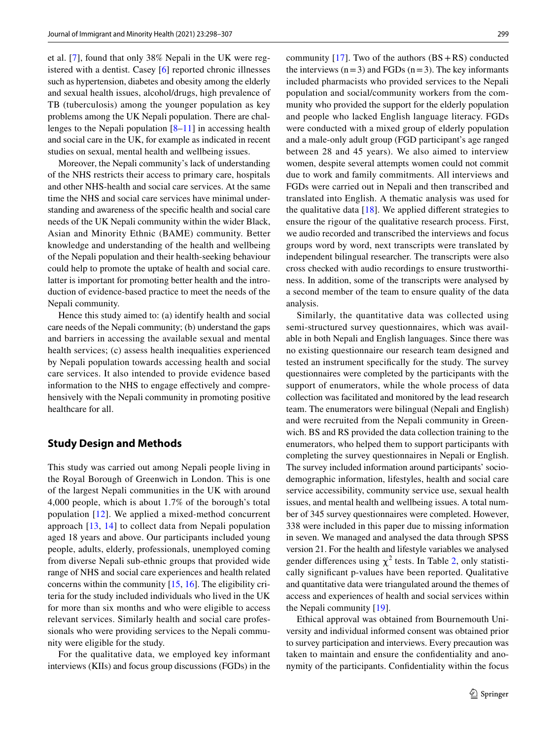et al. [7], found that only 38% Nepali in the UK were registered with a dentist. Casey [6] reported chronic illnesses such as hypertension, diabetes and obesity among the elderly and sexual health issues, alcohol/drugs, high prevalence of TB (tuberculosis) among the younger population as key problems among the UK Nepali population. There are challenges to the Nepali population [8–11] in accessing health and social care in the UK, for example as indicated in recent studies on sexual, mental health and wellbeing issues.

Moreover, the Nepali community's lack of understanding of the NHS restricts their access to primary care, hospitals and other NHS-health and social care services. At the same time the NHS and social care services have minimal understanding and awareness of the specific health and social care needs of the UK Nepali community within the wider Black, Asian and Minority Ethnic (BAME) community. Better knowledge and understanding of the health and wellbeing of the Nepali population and their health-seeking behaviour could help to promote the uptake of health and social care. latter is important for promoting better health and the introduction of evidence-based practice to meet the needs of the Nepali community.

Hence this study aimed to: (a) identify health and social care needs of the Nepali community; (b) understand the gaps and barriers in accessing the available sexual and mental health services; (c) assess health inequalities experienced by Nepali population towards accessing health and social care services. It also intended to provide evidence based information to the NHS to engage effectively and comprehensively with the Nepali community in promoting positive healthcare for all.

## Study Design and Methods

This study was carried out among Nepali people living in the Royal Borough of Greenwich in London. This is one of the largest Nepali communities in the UK with around 4,000 people, which is about 1.7% of the borough's total population [12]. We applied a mixed-method concurrent approach [13, 14] to collect data from Nepali population aged 18 years and above. Our participants included young people, adults, elderly, professionals, unemployed coming from diverse Nepali sub-ethnic groups that provided wide range of NHS and social care experiences and health related concerns within the community [15, 16]. The eligibility criteria for the study included individuals who lived in the UK for more than six months and who were eligible to access relevant services. Similarly health and social care professionals who were providing services to the Nepali community were eligible for the study.

For the qualitative data, we employed key informant interviews (KIIs) and focus group discussions (FGDs) in the community [17]. Two of the authors (BS + RS) conducted the interviews (n = 3) and FGDs (n = 3). The key informants included pharmacists who provided services to the Nepali population and social/community workers from the community who provided the support for the elderly population and people who lacked English language literacy. FGDs were conducted with a mixed group of elderly population and a male-only adult group (FGD participant's age ranged between 28 and 45 years). We also aimed to interview women, despite several attempts women could not commit due to work and family commitments. All interviews and FGDs were carried out in Nepali and then transcribed and translated into English. A thematic analysis was used for the qualitative data [18]. We applied different strategies to ensure the rigour of the qualitative research process. First, we audio recorded and transcribed the interviews and focus groups word by word, next transcripts were translated by independent bilingual researcher. The transcripts were also cross checked with audio recordings to ensure trustworthiness. In addition, some of the transcripts were analysed by a second member of the team to ensure quality of the data analysis.

Similarly, the quantitative data was collected using semi-structured survey questionnaires, which was available in both Nepali and English languages. Since there was no existing questionnaire our research team designed and tested an instrument specifically for the study. The survey questionnaires were completed by the participants with the support of enumerators, while the whole process of data collection was facilitated and monitored by the lead research team. The enumerators were bilingual (Nepali and English) and were recruited from the Nepali community in Greenwich. BS and RS provided the data collection training to the enumerators, who helped them to support participants with completing the survey questionnaires in Nepali or English. The survey included information around participants' socio-demographic information, lifestyles, health and social care service accessibility, community service use, sexual health issues, and mental health and wellbeing issues. A total number of 345 survey questionnaires were completed. However, 338 were included in this paper due to missing information in seven. We managed and analysed the data through SPSS version 21. For the health and lifestyle variables we analysed gender differences using $\chi^2$ tests. In Table 2, only statistically significant p-values have been reported. Qualitative and quantitative data were triangulated around the themes of access and experiences of health and social services within the Nepali community [19].

Ethical approval was obtained from Bournemouth University and individual informed consent was obtained prior to survey participation and interviews. Every precaution was taken to maintain and ensure the confidentiality and anonymity of the participants. Confidentiality within the focus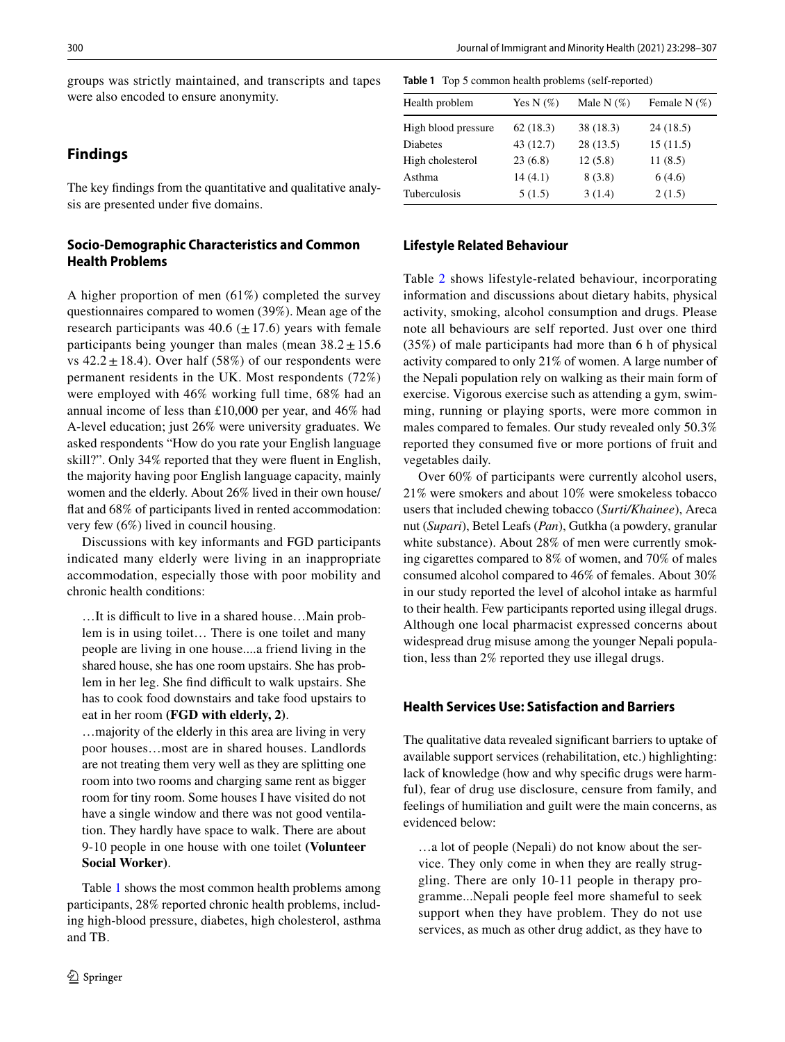groups was strictly maintained, and transcripts and tapes were also encoded to ensure anonymity.

## Findings

The key findings from the quantitative and qualitative analysis are presented under five domains.

### Socio-Demographic Characteristics and Common Health Problems

A higher proportion of men (61%) completed the survey questionnaires compared to women (39%). Mean age of the research participants was 40.6 ($\pm$17.6) years with female participants being younger than males (mean $38.2 \pm 15.6$ vs $42.2 \pm 18.4$). Over half (58%) of our respondents were permanent residents in the UK. Most respondents (72%) were employed with 46% working full time, 68% had an annual income of less than £10,000 per year, and 46% had A-level education; just 26% were university graduates. We asked respondents "How do you rate your English language skill?". Only 34% reported that they were fluent in English, the majority having poor English language capacity, mainly women and the elderly. About 26% lived in their own house/flat and 68% of participants lived in rented accommodation: very few (6%) lived in council housing.

Discussions with key informants and FGD participants indicated many elderly were living in an inappropriate accommodation, especially those with poor mobility and chronic health conditions:

> …It is difficult to live in a shared house…Main problem is in using toilet… There is one toilet and many people are living in one house....a friend living in the shared house, she has one room upstairs. She has problem in her leg. She find difficult to walk upstairs. She has to cook food downstairs and take food upstairs to eat in her room **(FGD with elderly, 2)**.

> …majority of the elderly in this area are living in very poor houses…most are in shared houses. Landlords are not treating them very well as they are splitting one room into two rooms and charging same rent as bigger room for tiny room. Some houses I have visited do not have a single window and there was not good ventilation. They hardly have space to walk. There are about 9-10 people in one house with one toilet **(Volunteer Social Worker)**.

Table 1 shows the most common health problems among participants, 28% reported chronic health problems, including high-blood pressure, diabetes, high cholesterol, asthma and TB.

**Table 1** Top 5 common health problems (self-reported)

| Health problem | Yes N (%) | Male N (%) | Female N (%) |
|---|---|---|---|
| High blood pressure | 62 (18.3) | 38 (18.3) | 24 (18.5) |
| Diabetes | 43 (12.7) | 28 (13.5) | 15 (11.5) |
| High cholesterol | 23 (6.8) | 12 (5.8) | 11 (8.5) |
| Asthma | 14 (4.1) | 8 (3.8) | 6 (4.6) |
| Tuberculosis | 5 (1.5) | 3 (1.4) | 2 (1.5) |

### Lifestyle Related Behaviour

Table 2 shows lifestyle-related behaviour, incorporating information and discussions about dietary habits, physical activity, smoking, alcohol consumption and drugs. Please note all behaviours are self reported. Just over one third (35%) of male participants had more than 6 h of physical activity compared to only 21% of women. A large number of the Nepali population rely on walking as their main form of exercise. Vigorous exercise such as attending a gym, swimming, running or playing sports, were more common in males compared to females. Our study revealed only 50.3% reported they consumed five or more portions of fruit and vegetables daily.

Over 60% of participants were currently alcohol users, 21% were smokers and about 10% were smokeless tobacco users that included chewing tobacco (*Surti/Khainee*), Areca nut (*Supari*), Betel Leafs (*Pan*), Gutkha (a powdery, granular white substance). About 28% of men were currently smoking cigarettes compared to 8% of women, and 70% of males consumed alcohol compared to 46% of females. About 30% in our study reported the level of alcohol intake as harmful to their health. Few participants reported using illegal drugs. Although one local pharmacist expressed concerns about widespread drug misuse among the younger Nepali population, less than 2% reported they use illegal drugs.

### Health Services Use: Satisfaction and Barriers

The qualitative data revealed significant barriers to uptake of available support services (rehabilitation, etc.) highlighting: lack of knowledge (how and why specific drugs were harmful), fear of drug use disclosure, censure from family, and feelings of humiliation and guilt were the main concerns, as evidenced below:

> …a lot of people (Nepali) do not know about the service. They only come in when they are really struggling. There are only 10-11 people in therapy programme...Nepali people feel more shameful to seek support when they have problem. They do not use services, as much as other drug addict, as they have to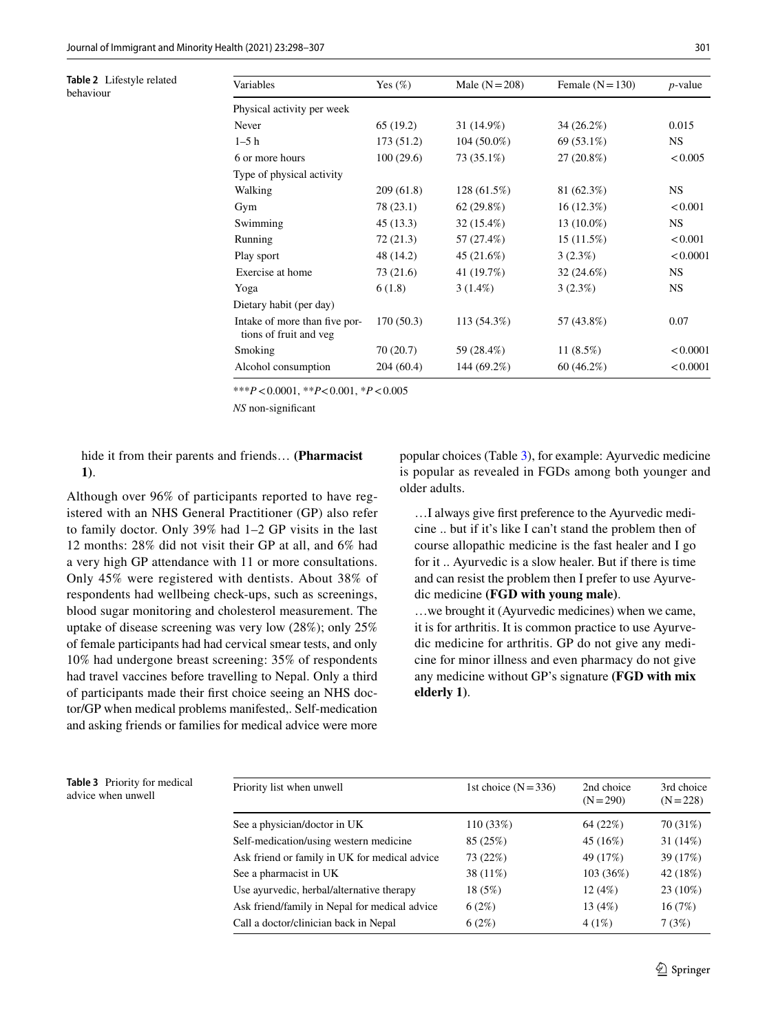**Table 2** Lifestyle related behaviour

| Variables | Yes (%) | Male (N = 208) | Female (N = 130) | *p*-value |
|---|---|---|---|---|
| Physical activity per week | | | | |
| Never | 65 (19.2) | 31 (14.9%) | 34 (26.2%) | 0.015 |
| 1–5 h | 173 (51.2) | 104 (50.0%) | 69 (53.1%) | NS |
| 6 or more hours | 100 (29.6) | 73 (35.1%) | 27 (20.8%) | < 0.005 |
| Type of physical activity | | | | |
| Walking | 209 (61.8) | 128 (61.5%) | 81 (62.3%) | NS |
| Gym | 78 (23.1) | 62 (29.8%) | 16 (12.3%) | < 0.001 |
| Swimming | 45 (13.3) | 32 (15.4%) | 13 (10.0%) | NS |
| Running | 72 (21.3) | 57 (27.4%) | 15 (11.5%) | < 0.001 |
| Play sport | 48 (14.2) | 45 (21.6%) | 3 (2.3%) | < 0.0001 |
| Exercise at home | 73 (21.6) | 41 (19.7%) | 32 (24.6%) | NS |
| Yoga | 6 (1.8) | 3 (1.4%) | 3 (2.3%) | NS |
| Dietary habit (per day) | | | | |
| Intake of more than five portions of fruit and veg | 170 (50.3) | 113 (54.3%) | 57 (43.8%) | 0.07 |
| Smoking | 70 (20.7) | 59 (28.4%) | 11 (8.5%) | < 0.0001 |
| Alcohol consumption | 204 (60.4) | 144 (69.2%) | 60 (46.2%) | < 0.0001 |

\*\*\*$P < 0.0001$, \*\*$P < 0.001$, \*$P < 0.005$

*NS* non-significant

hide it from their parents and friends… **(Pharmacist 1)**.

Although over 96% of participants reported to have registered with an NHS General Practitioner (GP) also refer to family doctor. Only 39% had 1–2 GP visits in the last 12 months: 28% did not visit their GP at all, and 6% had a very high GP attendance with 11 or more consultations. Only 45% were registered with dentists. About 38% of respondents had wellbeing check-ups, such as screenings, blood sugar monitoring and cholesterol measurement. The uptake of disease screening was very low (28%); only 25% of female participants had had cervical smear tests, and only 10% had undergone breast screening: 35% of respondents had travel vaccines before travelling to Nepal. Only a third of participants made their first choice seeing an NHS doctor/GP when medical problems manifested,. Self-medication and asking friends or families for medical advice were more popular choices (Table 3), for example: Ayurvedic medicine is popular as revealed in FGDs among both younger and older adults.

> …I always give first preference to the Ayurvedic medicine .. but if it's like I can't stand the problem then of course allopathic medicine is the fast healer and I go for it .. Ayurvedic is a slow healer. But if there is time and can resist the problem then I prefer to use Ayurvedic medicine **(FGD with young male)**.
>
> …we brought it (Ayurvedic medicines) when we came, it is for arthritis. It is common practice to use Ayurvedic medicine for arthritis. GP do not give any medicine for minor illness and even pharmacy do not give any medicine without GP's signature **(FGD with mix elderly 1)**.

**Table 3** Priority for medical advice when unwell

| Priority list when unwell | 1st choice (N = 336) | 2nd choice (N = 290) | 3rd choice (N = 228) |
|---|---|---|---|
| See a physician/doctor in UK | 110 (33%) | 64 (22%) | 70 (31%) |
| Self-medication/using western medicine | 85 (25%) | 45 (16%) | 31 (14%) |
| Ask friend or family in UK for medical advice | 73 (22%) | 49 (17%) | 39 (17%) |
| See a pharmacist in UK | 38 (11%) | 103 (36%) | 42 (18%) |
| Use ayurvedic, herbal/alternative therapy | 18 (5%) | 12 (4%) | 23 (10%) |
| Ask friend/family in Nepal for medical advice | 6 (2%) | 13 (4%) | 16 (7%) |
| Call a doctor/clinician back in Nepal | 6 (2%) | 4 (1%) | 7 (3%) |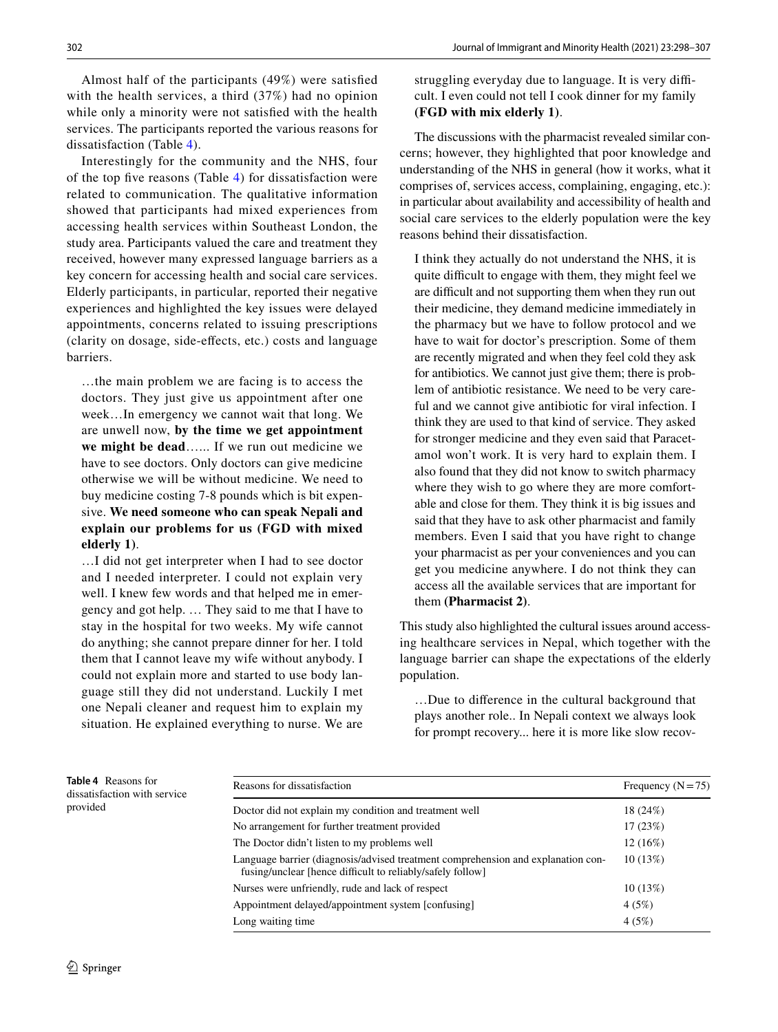Almost half of the participants (49%) were satisfied with the health services, a third (37%) had no opinion while only a minority were not satisfied with the health services. The participants reported the various reasons for dissatisfaction (Table 4).

Interestingly for the community and the NHS, four of the top five reasons (Table 4) for dissatisfaction were related to communication. The qualitative information showed that participants had mixed experiences from accessing health services within Southeast London, the study area. Participants valued the care and treatment they received, however many expressed language barriers as a key concern for accessing health and social care services. Elderly participants, in particular, reported their negative experiences and highlighted the key issues were delayed appointments, concerns related to issuing prescriptions (clarity on dosage, side-effects, etc.) costs and language barriers.

> …the main problem we are facing is to access the doctors. They just give us appointment after one week…In emergency we cannot wait that long. We are unwell now, **by the time we get appointment we might be dead**…... If we run out medicine we have to see doctors. Only doctors can give medicine otherwise we will be without medicine. We need to buy medicine costing 7-8 pounds which is bit expensive. **We need someone who can speak Nepali and explain our problems for us (FGD with mixed elderly 1)**.

> …I did not get interpreter when I had to see doctor and I needed interpreter. I could not explain very well. I knew few words and that helped me in emergency and got help. … They said to me that I have to stay in the hospital for two weeks. My wife cannot do anything; she cannot prepare dinner for her. I told them that I cannot leave my wife without anybody. I could not explain more and started to use body language still they did not understand. Luckily I met one Nepali cleaner and request him to explain my situation. He explained everything to nurse. We are struggling everyday due to language. It is very difficult. I even could not tell I cook dinner for my family **(FGD with mix elderly 1)**.

The discussions with the pharmacist revealed similar concerns; however, they highlighted that poor knowledge and understanding of the NHS in general (how it works, what it comprises of, services access, complaining, engaging, etc.): in particular about availability and accessibility of health and social care services to the elderly population were the key reasons behind their dissatisfaction.

> I think they actually do not understand the NHS, it is quite difficult to engage with them, they might feel we are difficult and not supporting them when they run out their medicine, they demand medicine immediately in the pharmacy but we have to follow protocol and we have to wait for doctor's prescription. Some of them are recently migrated and when they feel cold they ask for antibiotics. We cannot just give them; there is problem of antibiotic resistance. We need to be very careful and we cannot give antibiotic for viral infection. I think they are used to that kind of service. They asked for stronger medicine and they even said that Paracetamol won't work. It is very hard to explain them. I also found that they did not know to switch pharmacy where they wish to go where they are more comfortable and close for them. They think it is big issues and said that they have to ask other pharmacist and family members. Even I said that you have right to change your pharmacist as per your conveniences and you can get you medicine anywhere. I do not think they can access all the available services that are important for them **(Pharmacist 2)**.

This study also highlighted the cultural issues around accessing healthcare services in Nepal, which together with the language barrier can shape the expectations of the elderly population.

> …Due to difference in the cultural background that plays another role.. In Nepali context we always look for prompt recovery... here it is more like slow recov-

**Table 4** Reasons for dissatisfaction with service provided

| Reasons for dissatisfaction | Frequency (N = 75) |
|---|---|
| Doctor did not explain my condition and treatment well | 18 (24%) |
| No arrangement for further treatment provided | 17 (23%) |
| The Doctor didn't listen to my problems well | 12 (16%) |
| Language barrier (diagnosis/advised treatment comprehension and explanation confusing/unclear [hence difficult to reliably/safely follow] | 10 (13%) |
| Nurses were unfriendly, rude and lack of respect | 10 (13%) |
| Appointment delayed/appointment system [confusing] | 4 (5%) |
| Long waiting time | 4 (5%) |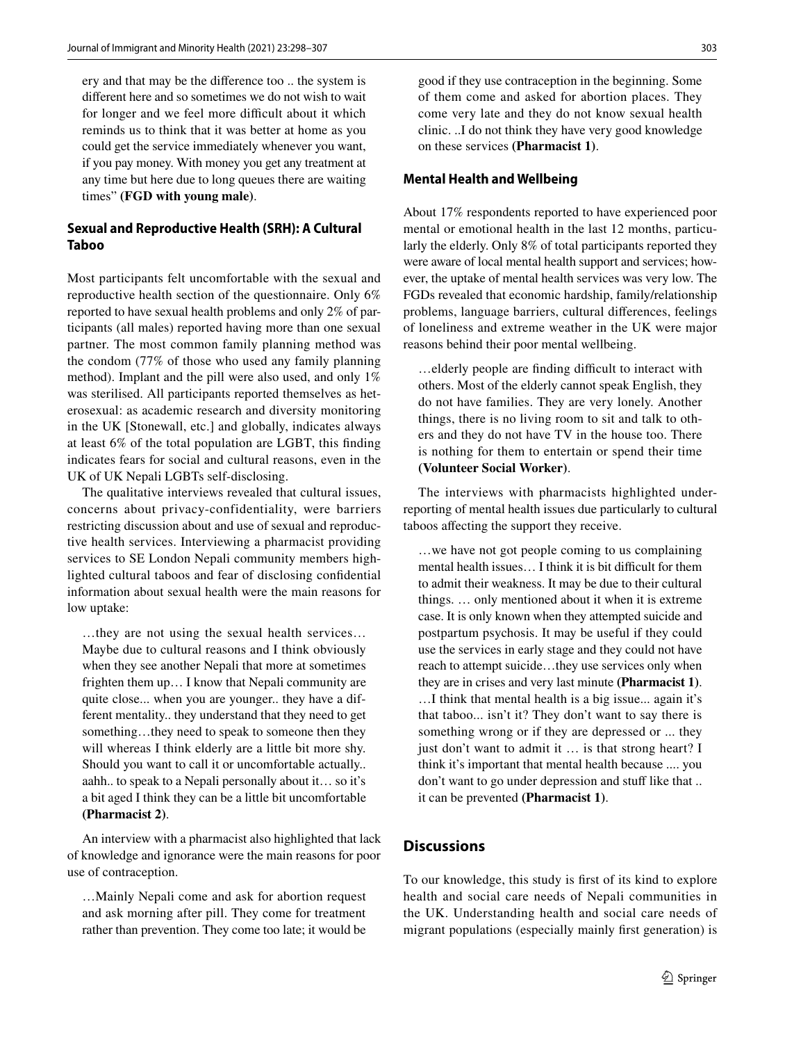ery and that may be the difference too .. the system is different here and so sometimes we do not wish to wait for longer and we feel more difficult about it which reminds us to think that it was better at home as you could get the service immediately whenever you want, if you pay money. With money you get any treatment at any time but here due to long queues there are waiting times" **(FGD with young male)**.

### Sexual and Reproductive Health (SRH): A Cultural Taboo

Most participants felt uncomfortable with the sexual and reproductive health section of the questionnaire. Only 6% reported to have sexual health problems and only 2% of participants (all males) reported having more than one sexual partner. The most common family planning method was the condom (77% of those who used any family planning method). Implant and the pill were also used, and only 1% was sterilised. All participants reported themselves as heterosexual: as academic research and diversity monitoring in the UK [Stonewall, etc.] and globally, indicates always at least 6% of the total population are LGBT, this finding indicates fears for social and cultural reasons, even in the UK of UK Nepali LGBTs self-disclosing.

The qualitative interviews revealed that cultural issues, concerns about privacy-confidentiality, were barriers restricting discussion about and use of sexual and reproductive health services. Interviewing a pharmacist providing services to SE London Nepali community members highlighted cultural taboos and fear of disclosing confidential information about sexual health were the main reasons for low uptake:

> …they are not using the sexual health services… Maybe due to cultural reasons and I think obviously when they see another Nepali that more at sometimes frighten them up… I know that Nepali community are quite close... when you are younger.. they have a different mentality.. they understand that they need to get something…they need to speak to someone then they will whereas I think elderly are a little bit more shy. Should you want to call it or uncomfortable actually.. aahh.. to speak to a Nepali personally about it… so it's a bit aged I think they can be a little bit uncomfortable **(Pharmacist 2)**.

An interview with a pharmacist also highlighted that lack of knowledge and ignorance were the main reasons for poor use of contraception.

> …Mainly Nepali come and ask for abortion request and ask morning after pill. They come for treatment rather than prevention. They come too late; it would be good if they use contraception in the beginning. Some of them come and asked for abortion places. They come very late and they do not know sexual health clinic. ..I do not think they have very good knowledge on these services **(Pharmacist 1)**.

### Mental Health and Wellbeing

About 17% respondents reported to have experienced poor mental or emotional health in the last 12 months, particularly the elderly. Only 8% of total participants reported they were aware of local mental health support and services; however, the uptake of mental health services was very low. The FGDs revealed that economic hardship, family/relationship problems, language barriers, cultural differences, feelings of loneliness and extreme weather in the UK were major reasons behind their poor mental wellbeing.

> …elderly people are finding difficult to interact with others. Most of the elderly cannot speak English, they do not have families. They are very lonely. Another things, there is no living room to sit and talk to others and they do not have TV in the house too. There is nothing for them to entertain or spend their time **(Volunteer Social Worker)**.

The interviews with pharmacists highlighted underreporting of mental health issues due particularly to cultural taboos affecting the support they receive.

> …we have not got people coming to us complaining mental health issues… I think it is bit difficult for them to admit their weakness. It may be due to their cultural things. … only mentioned about it when it is extreme case. It is only known when they attempted suicide and postpartum psychosis. It may be useful if they could use the services in early stage and they could not have reach to attempt suicide…they use services only when they are in crises and very last minute **(Pharmacist 1)**.
>
> …I think that mental health is a big issue... again it's that taboo... isn't it? They don't want to say there is something wrong or if they are depressed or ... they just don't want to admit it … is that strong heart? I think it's important that mental health because .... you don't want to go under depression and stuff like that .. it can be prevented **(Pharmacist 1)**.

## Discussions

To our knowledge, this study is first of its kind to explore health and social care needs of Nepali communities in the UK. Understanding health and social care needs of migrant populations (especially mainly first generation) is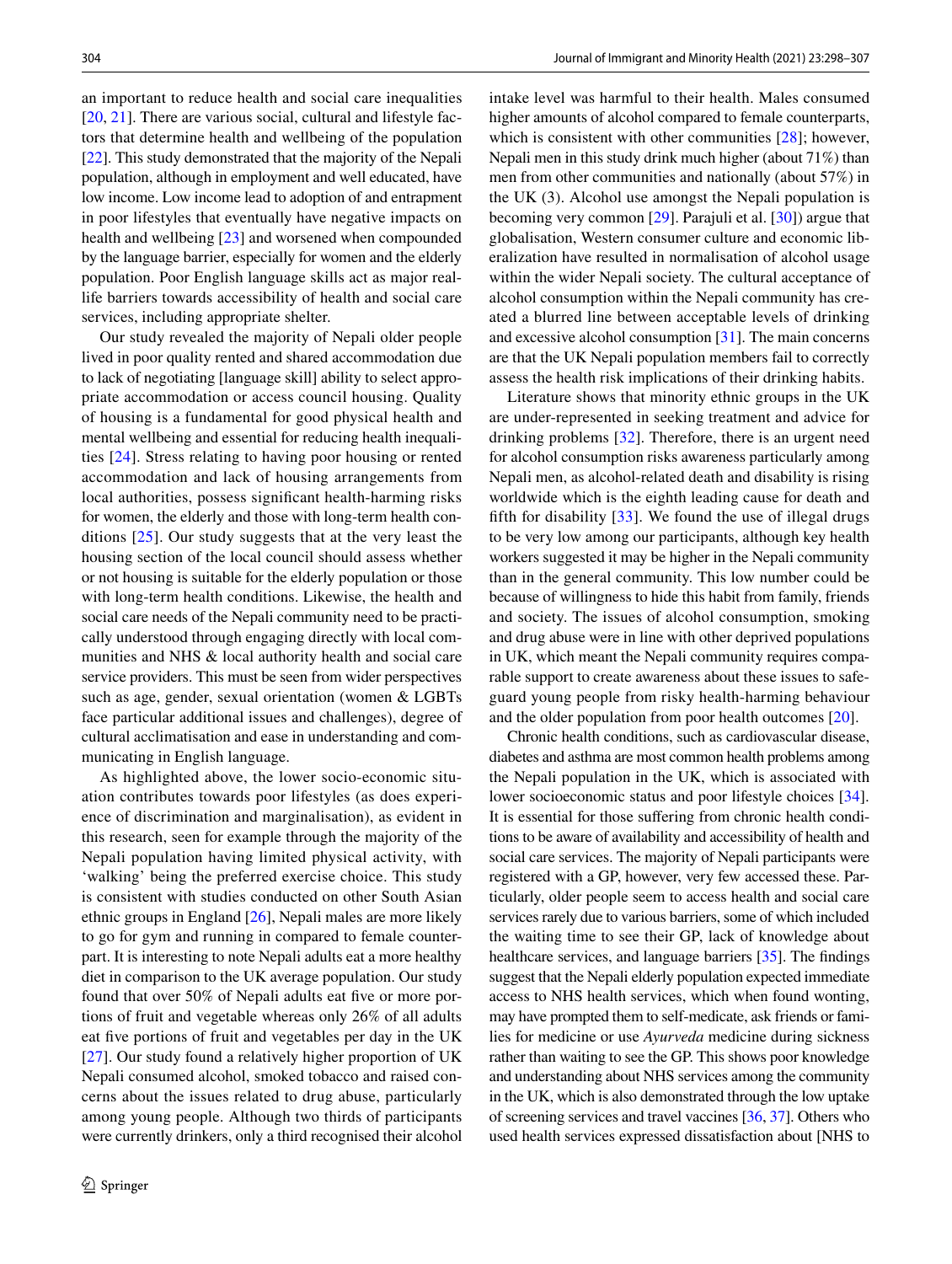an important to reduce health and social care inequalities [20, 21]. There are various social, cultural and lifestyle factors that determine health and wellbeing of the population [22]. This study demonstrated that the majority of the Nepali population, although in employment and well educated, have low income. Low income lead to adoption of and entrapment in poor lifestyles that eventually have negative impacts on health and wellbeing [23] and worsened when compounded by the language barrier, especially for women and the elderly population. Poor English language skills act as major real-life barriers towards accessibility of health and social care services, including appropriate shelter.

Our study revealed the majority of Nepali older people lived in poor quality rented and shared accommodation due to lack of negotiating [language skill] ability to select appropriate accommodation or access council housing. Quality of housing is a fundamental for good physical health and mental wellbeing and essential for reducing health inequalities [24]. Stress relating to having poor housing or rented accommodation and lack of housing arrangements from local authorities, possess significant health-harming risks for women, the elderly and those with long-term health conditions [25]. Our study suggests that at the very least the housing section of the local council should assess whether or not housing is suitable for the elderly population or those with long-term health conditions. Likewise, the health and social care needs of the Nepali community need to be practically understood through engaging directly with local communities and NHS & local authority health and social care service providers. This must be seen from wider perspectives such as age, gender, sexual orientation (women & LGBTs face particular additional issues and challenges), degree of cultural acclimatisation and ease in understanding and communicating in English language.

As highlighted above, the lower socio-economic situation contributes towards poor lifestyles (as does experience of discrimination and marginalisation), as evident in this research, seen for example through the majority of the Nepali population having limited physical activity, with 'walking' being the preferred exercise choice. This study is consistent with studies conducted on other South Asian ethnic groups in England [26], Nepali males are more likely to go for gym and running in compared to female counterpart. It is interesting to note Nepali adults eat a more healthy diet in comparison to the UK average population. Our study found that over 50% of Nepali adults eat five or more portions of fruit and vegetable whereas only 26% of all adults eat five portions of fruit and vegetables per day in the UK [27]. Our study found a relatively higher proportion of UK Nepali consumed alcohol, smoked tobacco and raised concerns about the issues related to drug abuse, particularly among young people. Although two thirds of participants were currently drinkers, only a third recognised their alcohol intake level was harmful to their health. Males consumed higher amounts of alcohol compared to female counterparts, which is consistent with other communities [28]; however, Nepali men in this study drink much higher (about 71%) than men from other communities and nationally (about 57%) in the UK (3). Alcohol use amongst the Nepali population is becoming very common [29]. Parajuli et al. [30]) argue that globalisation, Western consumer culture and economic liberalization have resulted in normalisation of alcohol usage within the wider Nepali society. The cultural acceptance of alcohol consumption within the Nepali community has created a blurred line between acceptable levels of drinking and excessive alcohol consumption [31]. The main concerns are that the UK Nepali population members fail to correctly assess the health risk implications of their drinking habits.

Literature shows that minority ethnic groups in the UK are under-represented in seeking treatment and advice for drinking problems [32]. Therefore, there is an urgent need for alcohol consumption risks awareness particularly among Nepali men, as alcohol-related death and disability is rising worldwide which is the eighth leading cause for death and fifth for disability [33]. We found the use of illegal drugs to be very low among our participants, although key health workers suggested it may be higher in the Nepali community than in the general community. This low number could be because of willingness to hide this habit from family, friends and society. The issues of alcohol consumption, smoking and drug abuse were in line with other deprived populations in UK, which meant the Nepali community requires comparable support to create awareness about these issues to safeguard young people from risky health-harming behaviour and the older population from poor health outcomes [20].

Chronic health conditions, such as cardiovascular disease, diabetes and asthma are most common health problems among the Nepali population in the UK, which is associated with lower socioeconomic status and poor lifestyle choices [34]. It is essential for those suffering from chronic health conditions to be aware of availability and accessibility of health and social care services. The majority of Nepali participants were registered with a GP, however, very few accessed these. Particularly, older people seem to access health and social care services rarely due to various barriers, some of which included the waiting time to see their GP, lack of knowledge about healthcare services, and language barriers [35]. The findings suggest that the Nepali elderly population expected immediate access to NHS health services, which when found wanting, may have prompted them to self-medicate, ask friends or families for medicine or use *Ayurveda* medicine during sickness rather than waiting to see the GP. This shows poor knowledge and understanding about NHS services among the community in the UK, which is also demonstrated through the low uptake of screening services and travel vaccines [36, 37]. Others who used health services expressed dissatisfaction about [NHS to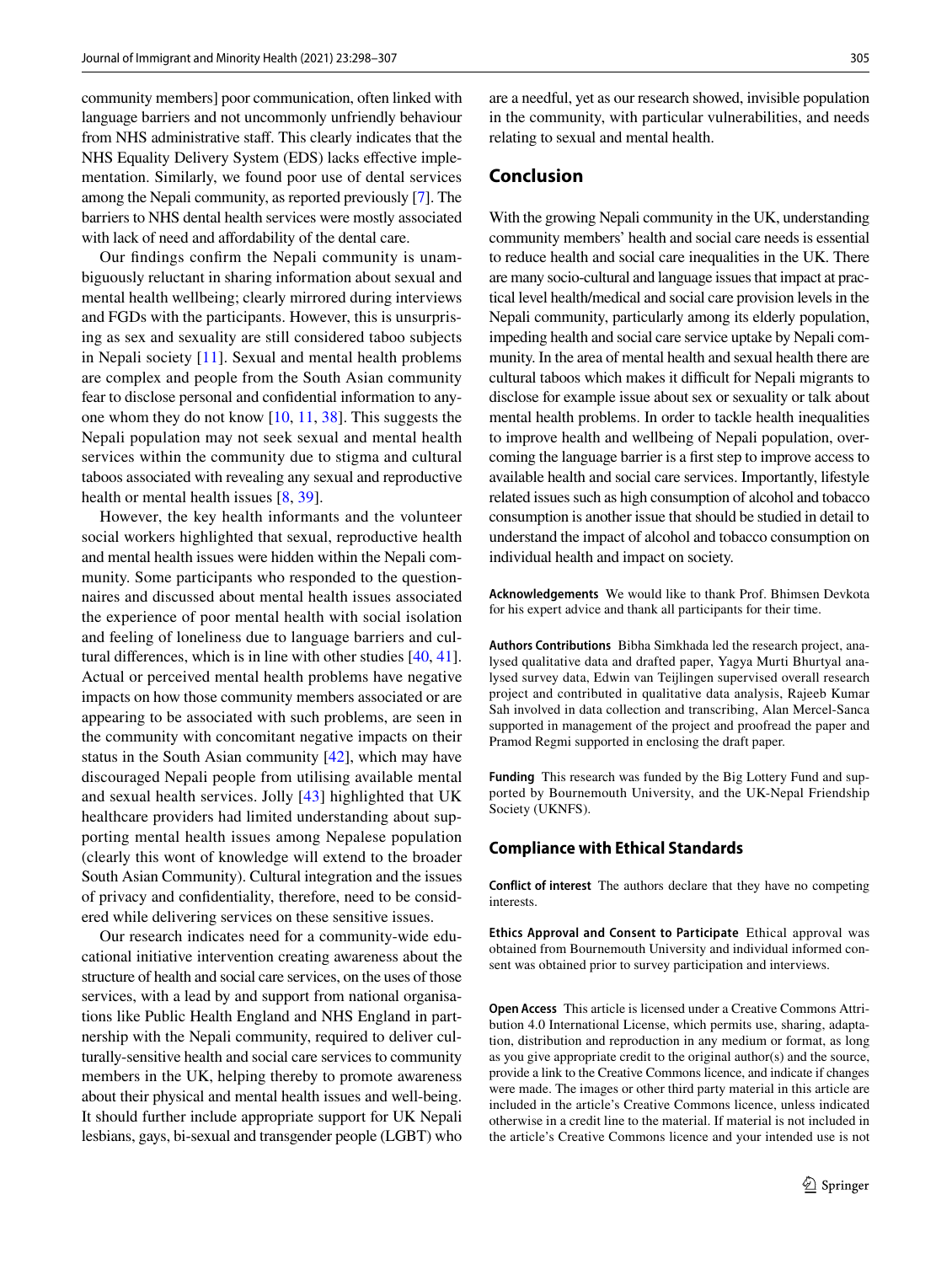community members] poor communication, often linked with language barriers and not uncommonly unfriendly behaviour from NHS administrative staff. This clearly indicates that the NHS Equality Delivery System (EDS) lacks effective implementation. Similarly, we found poor use of dental services among the Nepali community, as reported previously [7]. The barriers to NHS dental health services were mostly associated with lack of need and affordability of the dental care.

Our findings confirm the Nepali community is unambiguously reluctant in sharing information about sexual and mental health wellbeing; clearly mirrored during interviews and FGDs with the participants. However, this is unsurprising as sex and sexuality are still considered taboo subjects in Nepali society [11]. Sexual and mental health problems are complex and people from the South Asian community fear to disclose personal and confidential information to anyone whom they do not know [10, 11, 38]. This suggests the Nepali population may not seek sexual and mental health services within the community due to stigma and cultural taboos associated with revealing any sexual and reproductive health or mental health issues [8, 39].

However, the key health informants and the volunteer social workers highlighted that sexual, reproductive health and mental health issues were hidden within the Nepali community. Some participants who responded to the questionnaires and discussed about mental health issues associated the experience of poor mental health with social isolation and feeling of loneliness due to language barriers and cultural differences, which is in line with other studies [40, 41]. Actual or perceived mental health problems have negative impacts on how those community members associated or are appearing to be associated with such problems, are seen in the community with concomitant negative impacts on their status in the South Asian community [42], which may have discouraged Nepali people from utilising available mental and sexual health services. Jolly [43] highlighted that UK healthcare providers had limited understanding about supporting mental health issues among Nepalese population (clearly this wont of knowledge will extend to the broader South Asian Community). Cultural integration and the issues of privacy and confidentiality, therefore, need to be considered while delivering services on these sensitive issues.

Our research indicates need for a community-wide educational initiative intervention creating awareness about the structure of health and social care services, on the uses of those services, with a lead by and support from national organisations like Public Health England and NHS England in partnership with the Nepali community, required to deliver culturally-sensitive health and social care services to community members in the UK, helping thereby to promote awareness about their physical and mental health issues and well-being. It should further include appropriate support for UK Nepali lesbians, gays, bi-sexual and transgender people (LGBT) who are a needful, yet as our research showed, invisible population in the community, with particular vulnerabilities, and needs relating to sexual and mental health.

## Conclusion

With the growing Nepali community in the UK, understanding community members' health and social care needs is essential to reduce health and social care inequalities in the UK. There are many socio-cultural and language issues that impact at practical level health/medical and social care provision levels in the Nepali community, particularly among its elderly population, impeding health and social care service uptake by Nepali community. In the area of mental health and sexual health there are cultural taboos which makes it difficult for Nepali migrants to disclose for example issue about sex or sexuality or talk about mental health problems. In order to tackle health inequalities to improve health and wellbeing of Nepali population, overcoming the language barrier is a first step to improve access to available health and social care services. Importantly, lifestyle related issues such as high consumption of alcohol and tobacco consumption is another issue that should be studied in detail to understand the impact of alcohol and tobacco consumption on individual health and impact on society.

**Acknowledgements** We would like to thank Prof. Bhimsen Devkota for his expert advice and thank all participants for their time.

**Authors Contributions** Bibha Simkhada led the research project, analysed qualitative data and drafted paper, Yagya Murti Bhurtyal analysed survey data, Edwin van Teijlingen supervised overall research project and contributed in qualitative data analysis, Rajeeb Kumar Sah involved in data collection and transcribing, Alan Mercel-Sanca supported in management of the project and proofread the paper and Pramod Regmi supported in enclosing the draft paper.

**Funding** This research was funded by the Big Lottery Fund and supported by Bournemouth University, and the UK-Nepal Friendship Society (UKNFS).

## Compliance with Ethical Standards

**Conflict of interest** The authors declare that they have no competing interests.

**Ethics Approval and Consent to Participate** Ethical approval was obtained from Bournemouth University and individual informed consent was obtained prior to survey participation and interviews.

**Open Access** This article is licensed under a Creative Commons Attribution 4.0 International License, which permits use, sharing, adaptation, distribution and reproduction in any medium or format, as long as you give appropriate credit to the original author(s) and the source, provide a link to the Creative Commons licence, and indicate if changes were made. The images or other third party material in this article are included in the article's Creative Commons licence, unless indicated otherwise in a credit line to the material. If material is not included in the article's Creative Commons licence and your intended use is not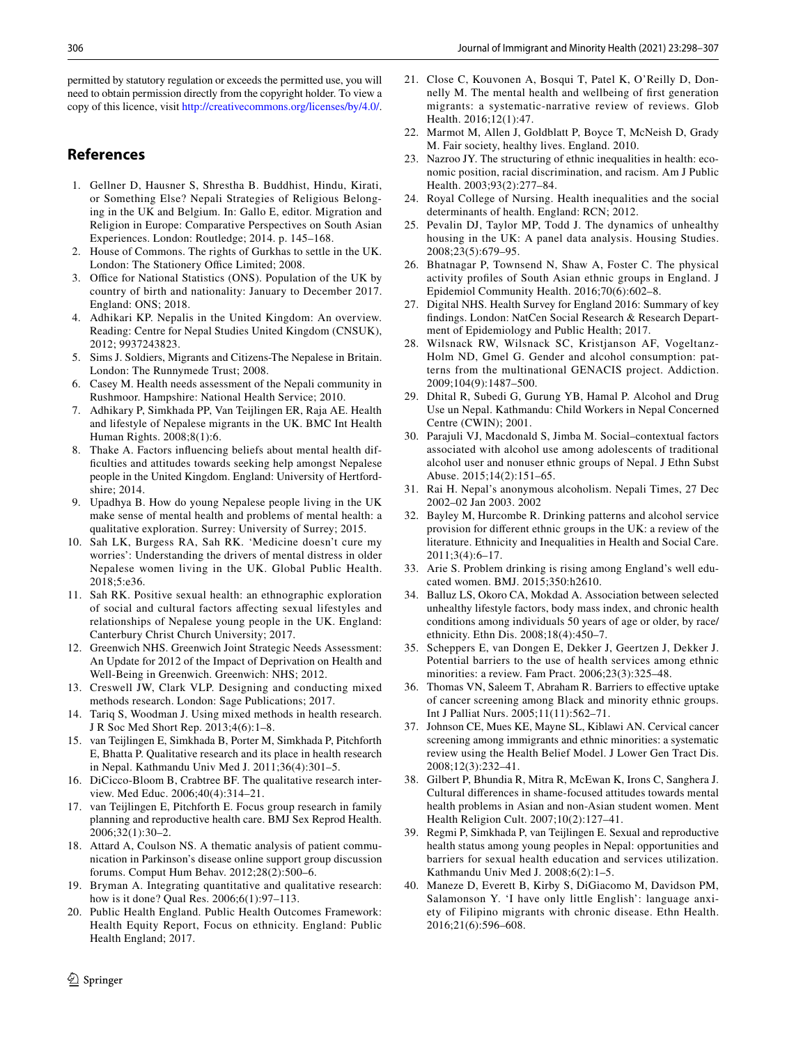permitted by statutory regulation or exceeds the permitted use, you will need to obtain permission directly from the copyright holder. To view a copy of this licence, visit http://creativecommons.org/licenses/by/4.0/.

## References

1. Gellner D, Hausner S, Shrestha B. Buddhist, Hindu, Kirati, or Something Else? Nepali Strategies of Religious Belonging in the UK and Belgium. In: Gallo E, editor. Migration and Religion in Europe: Comparative Perspectives on South Asian Experiences. London: Routledge; 2014. p. 145–168.
2. House of Commons. The rights of Gurkhas to settle in the UK. London: The Stationery Office Limited; 2008.
3. Office for National Statistics (ONS). Population of the UK by country of birth and nationality: January to December 2017. England: ONS; 2018.
4. Adhikari KP. Nepalis in the United Kingdom: An overview. Reading: Centre for Nepal Studies United Kingdom (CNSUK), 2012; 9937243823.
5. Sims J. Soldiers, Migrants and Citizens-The Nepalese in Britain. London: The Runnymede Trust; 2008.
6. Casey M. Health needs assessment of the Nepali community in Rushmoor. Hampshire: National Health Service; 2010.
7. Adhikary P, Simkhada PP, Van Teijlingen ER, Raja AE. Health and lifestyle of Nepalese migrants in the UK. BMC Int Health Human Rights. 2008;8(1):6.
8. Thake A. Factors influencing beliefs about mental health difficulties and attitudes towards seeking help amongst Nepalese people in the United Kingdom. England: University of Hertfordshire; 2014.
9. Upadhya B. How do young Nepalese people living in the UK make sense of mental health and problems of mental health: a qualitative exploration. Surrey: University of Surrey; 2015.
10. Sah LK, Burgess RA, Sah RK. 'Medicine doesn't cure my worries': Understanding the drivers of mental distress in older Nepalese women living in the UK. Global Public Health. 2018;5:e36.
11. Sah RK. Positive sexual health: an ethnographic exploration of social and cultural factors affecting sexual lifestyles and relationships of Nepalese young people in the UK. England: Canterbury Christ Church University; 2017.
12. Greenwich NHS. Greenwich Joint Strategic Needs Assessment: An Update for 2012 of the Impact of Deprivation on Health and Well-Being in Greenwich. Greenwich: NHS; 2012.
13. Creswell JW, Clark VLP. Designing and conducting mixed methods research. London: Sage Publications; 2017.
14. Tariq S, Woodman J. Using mixed methods in health research. J R Soc Med Short Rep. 2013;4(6):1–8.
15. van Teijlingen E, Simkhada B, Porter M, Simkhada P, Pitchforth E, Bhatta P. Qualitative research and its place in health research in Nepal. Kathmandu Univ Med J. 2011;36(4):301–5.
16. DiCicco-Bloom B, Crabtree BF. The qualitative research interview. Med Educ. 2006;40(4):314–21.
17. van Teijlingen E, Pitchforth E. Focus group research in family planning and reproductive health care. BMJ Sex Reprod Health. 2006;32(1):30–2.
18. Attard A, Coulson NS. A thematic analysis of patient communication in Parkinson's disease online support group discussion forums. Comput Hum Behav. 2012;28(2):500–6.
19. Bryman A. Integrating quantitative and qualitative research: how is it done? Qual Res. 2006;6(1):97–113.
20. Public Health England. Public Health Outcomes Framework: Health Equity Report, Focus on ethnicity. England: Public Health England; 2017.
21. Close C, Kouvonen A, Bosqui T, Patel K, O'Reilly D, Donnelly M. The mental health and wellbeing of first generation migrants: a systematic-narrative review of reviews. Glob Health. 2016;12(1):47.
22. Marmot M, Allen J, Goldblatt P, Boyce T, McNeish D, Grady M. Fair society, healthy lives. England. 2010.
23. Nazroo JY. The structuring of ethnic inequalities in health: economic position, racial discrimination, and racism. Am J Public Health. 2003;93(2):277–84.
24. Royal College of Nursing. Health inequalities and the social determinants of health. England: RCN; 2012.
25. Pevalin DJ, Taylor MP, Todd J. The dynamics of unhealthy housing in the UK: A panel data analysis. Housing Studies. 2008;23(5):679–95.
26. Bhatnagar P, Townsend N, Shaw A, Foster C. The physical activity profiles of South Asian ethnic groups in England. J Epidemiol Community Health. 2016;70(6):602–8.
27. Digital NHS. Health Survey for England 2016: Summary of key findings. London: NatCen Social Research & Research Department of Epidemiology and Public Health; 2017.
28. Wilsnack RW, Wilsnack SC, Kristjanson AF, Vogeltanz-Holm ND, Gmel G. Gender and alcohol consumption: patterns from the multinational GENACIS project. Addiction. 2009;104(9):1487–500.
29. Dhital R, Subedi G, Gurung YB, Hamal P. Alcohol and Drug Use un Nepal. Kathmandu: Child Workers in Nepal Concerned Centre (CWIN); 2001.
30. Parajuli VJ, Macdonald S, Jimba M. Social–contextual factors associated with alcohol use among adolescents of traditional alcohol user and nonuser ethnic groups of Nepal. J Ethn Subst Abuse. 2015;14(2):151–65.
31. Rai H. Nepal's anonymous alcoholism. Nepali Times, 27 Dec 2002–02 Jan 2003. 2002
32. Bayley M, Hurcombe R. Drinking patterns and alcohol service provision for different ethnic groups in the UK: a review of the literature. Ethnicity and Inequalities in Health and Social Care. 2011;3(4):6–17.
33. Arie S. Problem drinking is rising among England's well educated women. BMJ. 2015;350:h2610.
34. Balluz LS, Okoro CA, Mokdad A. Association between selected unhealthy lifestyle factors, body mass index, and chronic health conditions among individuals 50 years of age or older, by race/ethnicity. Ethn Dis. 2008;18(4):450–7.
35. Scheppers E, van Dongen E, Dekker J, Geertzen J, Dekker J. Potential barriers to the use of health services among ethnic minorities: a review. Fam Pract. 2006;23(3):325–48.
36. Thomas VN, Saleem T, Abraham R. Barriers to effective uptake of cancer screening among Black and minority ethnic groups. Int J Palliat Nurs. 2005;11(11):562–71.
37. Johnson CE, Mues KE, Mayne SL, Kiblawi AN. Cervical cancer screening among immigrants and ethnic minorities: a systematic review using the Health Belief Model. J Lower Gen Tract Dis. 2008;12(3):232–41.
38. Gilbert P, Bhundia R, Mitra R, McEwan K, Irons C, Sanghera J. Cultural differences in shame-focused attitudes towards mental health problems in Asian and non-Asian student women. Ment Health Religion Cult. 2007;10(2):127–41.
39. Regmi P, Simkhada P, van Teijlingen E. Sexual and reproductive health status among young peoples in Nepal: opportunities and barriers for sexual health education and services utilization. Kathmandu Univ Med J. 2008;6(2):1–5.
40. Maneze D, Everett B, Kirby S, DiGiacomo M, Davidson PM, Salamonson Y. 'I have only little English': language anxiety of Filipino migrants with chronic disease. Ethn Health. 2016;21(6):596–608.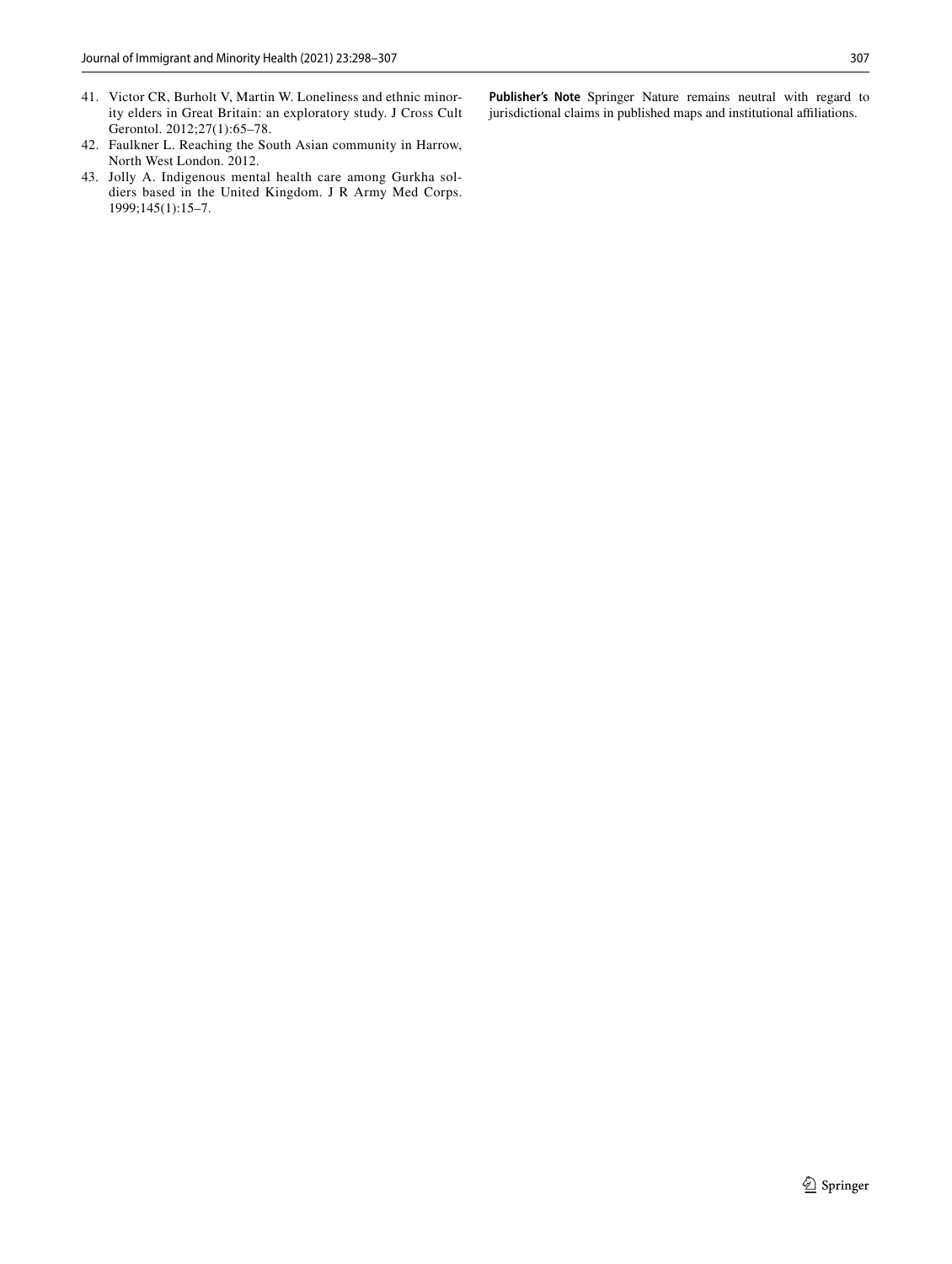41. Victor CR, Burholt V, Martin W. Loneliness and ethnic minority elders in Great Britain: an exploratory study. J Cross Cult Gerontol. 2012;27(1):65–78.
42. Faulkner L. Reaching the South Asian community in Harrow, North West London. 2012.
43. Jolly A. Indigenous mental health care among Gurkha soldiers based in the United Kingdom. J R Army Med Corps. 1999;145(1):15–7.

**Publisher's Note** Springer Nature remains neutral with regard to jurisdictional claims in published maps and institutional affiliations.